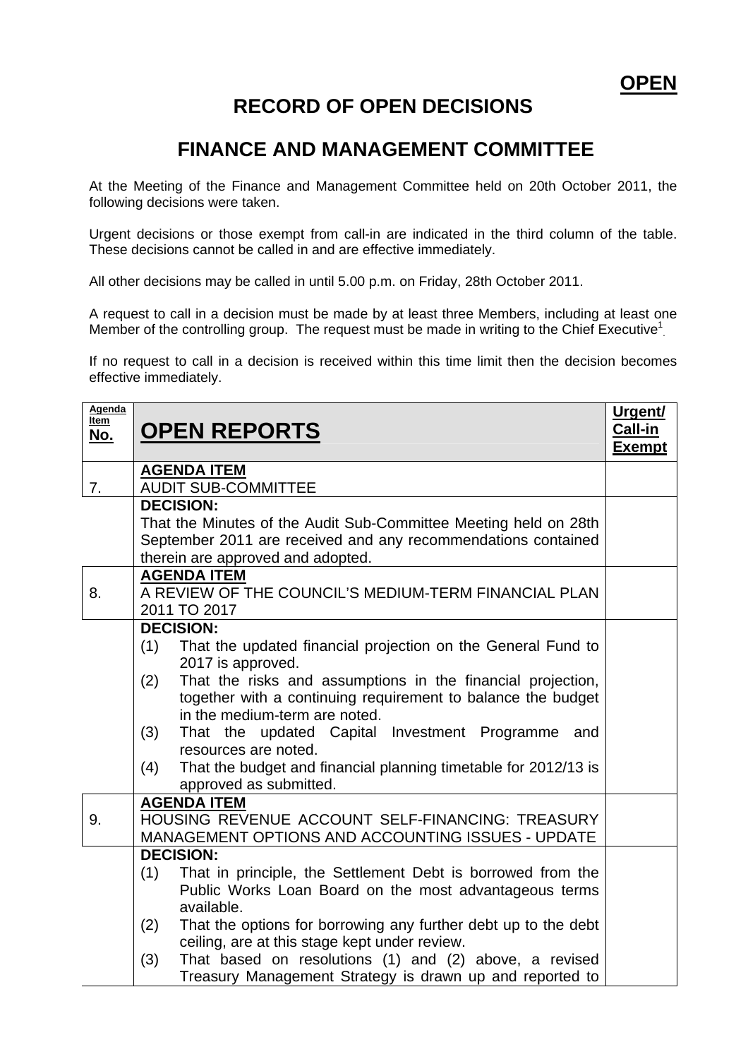**OPEN**

# RECORD OF OPEN DECISIONS

## FINANCE AND MANAGEMENT COMMITTEE

At the Meeting of the Finance and Management Committee held on 20th October 2011, the following decisions were taken.

Urgent decisions or those exempt from call-in are indicated in the third column of the table. These decisions cannot be called in and are effective immediately.

All other decisions may be called in until 5.00 p.m. on Friday, 28th October 2011.

A request to call in a decision must be made by at least three Members, including at least one Member of the controlling group. The request must be made in writing to the Chief Executive[1].

If no request to call in a decision is received within this time limit then the decision becomes effective immediately.

| Agenda Item No. | OPEN REPORTS | Urgent/ Call-in Exempt |
|---|---|---|
| 7. | **AGENDA ITEM**<br>AUDIT SUB-COMMITTEE | |
| | **DECISION:**<br>That the Minutes of the Audit Sub-Committee Meeting held on 28th September 2011 are received and any recommendations contained therein are approved and adopted. | |
| 8. | **AGENDA ITEM**<br>A REVIEW OF THE COUNCIL'S MEDIUM-TERM FINANCIAL PLAN 2011 TO 2017 | |
| | **DECISION:**<br>(1) That the updated financial projection on the General Fund to 2017 is approved.<br>(2) That the risks and assumptions in the financial projection, together with a continuing requirement to balance the budget in the medium-term are noted.<br>(3) That the updated Capital Investment Programme and resources are noted.<br>(4) That the budget and financial planning timetable for 2012/13 is approved as submitted. | |
| 9. | **AGENDA ITEM**<br>HOUSING REVENUE ACCOUNT SELF-FINANCING: TREASURY MANAGEMENT OPTIONS AND ACCOUNTING ISSUES - UPDATE | |
| | **DECISION:**<br>(1) That in principle, the Settlement Debt is borrowed from the Public Works Loan Board on the most advantageous terms available.<br>(2) That the options for borrowing any further debt up to the debt ceiling, are at this stage kept under review.<br>(3) That based on resolutions (1) and (2) above, a revised Treasury Management Strategy is drawn up and reported to | |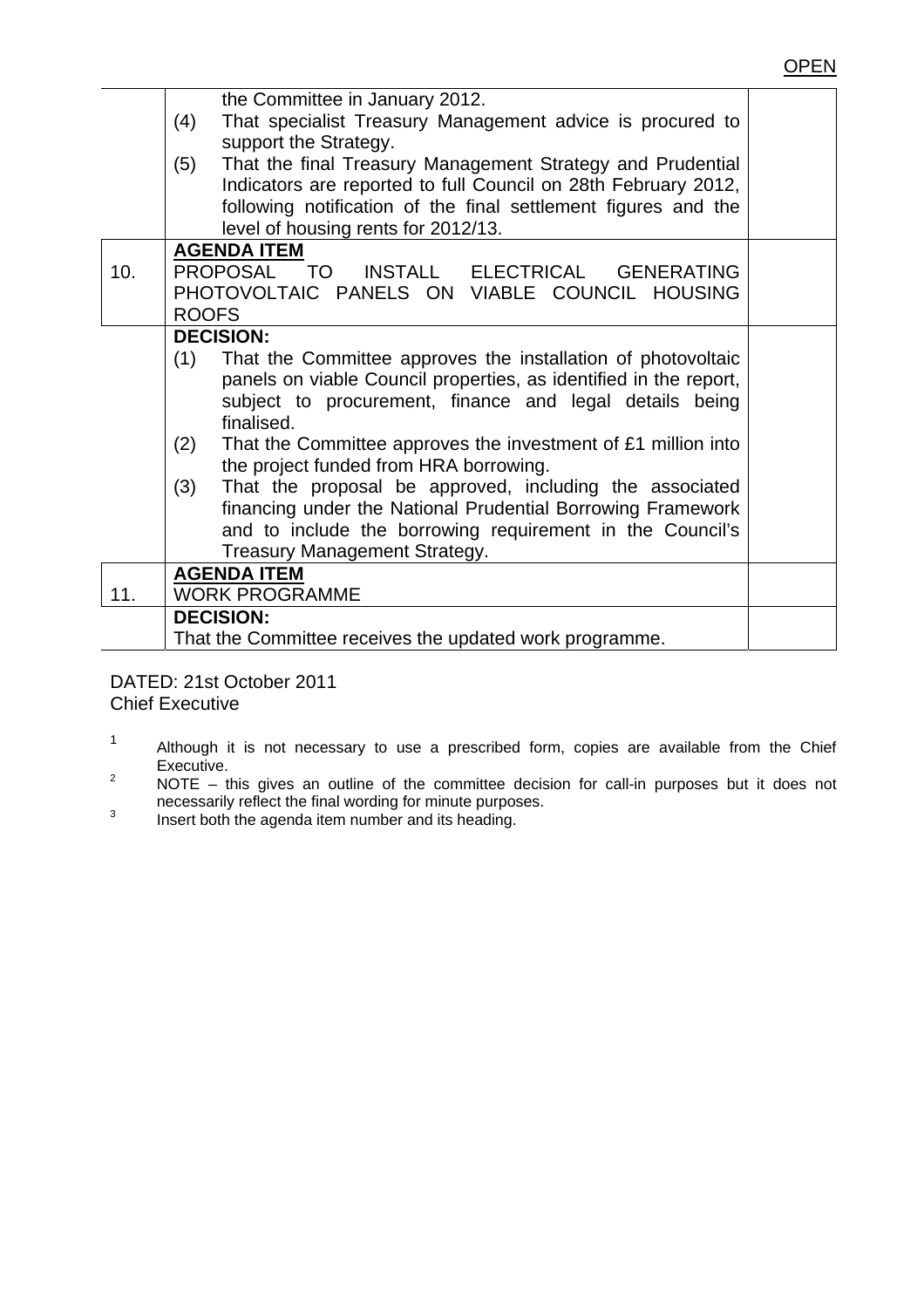OPEN

| | | |
|---|---|---|
| | the Committee in January 2012.<br>(4) That specialist Treasury Management advice is procured to support the Strategy.<br>(5) That the final Treasury Management Strategy and Prudential Indicators are reported to full Council on 28th February 2012, following notification of the final settlement figures and the level of housing rents for 2012/13. | |
| 10. | **AGENDA ITEM**<br>PROPOSAL TO INSTALL ELECTRICAL GENERATING PHOTOVOLTAIC PANELS ON VIABLE COUNCIL HOUSING ROOFS | |
| | **DECISION:**<br>(1) That the Committee approves the installation of photovoltaic panels on viable Council properties, as identified in the report, subject to procurement, finance and legal details being finalised.<br>(2) That the Committee approves the investment of £1 million into the project funded from HRA borrowing.<br>(3) That the proposal be approved, including the associated financing under the National Prudential Borrowing Framework and to include the borrowing requirement in the Council's Treasury Management Strategy. | |
| 11. | **AGENDA ITEM**<br>WORK PROGRAMME | |
| | **DECISION:**<br>That the Committee receives the updated work programme. | |

DATED: 21st October 2011
Chief Executive

[1] Although it is not necessary to use a prescribed form, copies are available from the Chief Executive.

[2] NOTE – this gives an outline of the committee decision for call-in purposes but it does not necessarily reflect the final wording for minute purposes.

[3] Insert both the agenda item number and its heading.